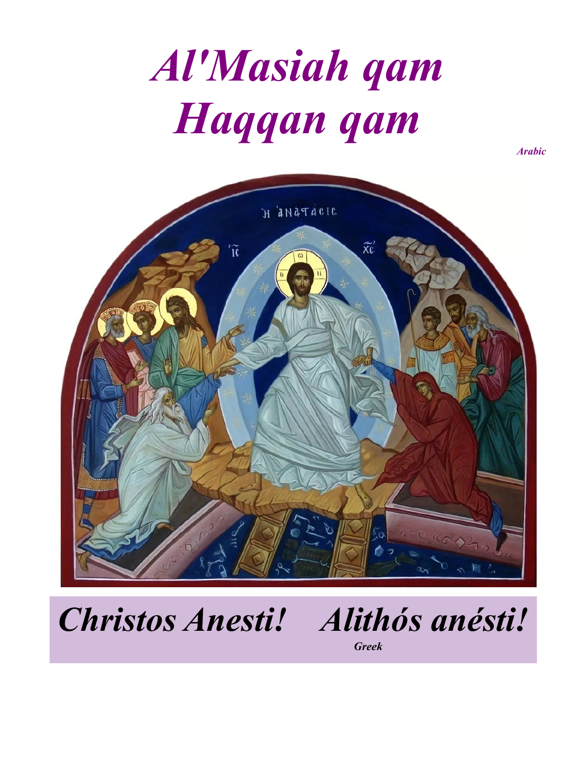# *Al'Masiah qam Haqqan qam*

***Arabic***

***Christos Anesti! Alithós anésti!***

***Greek***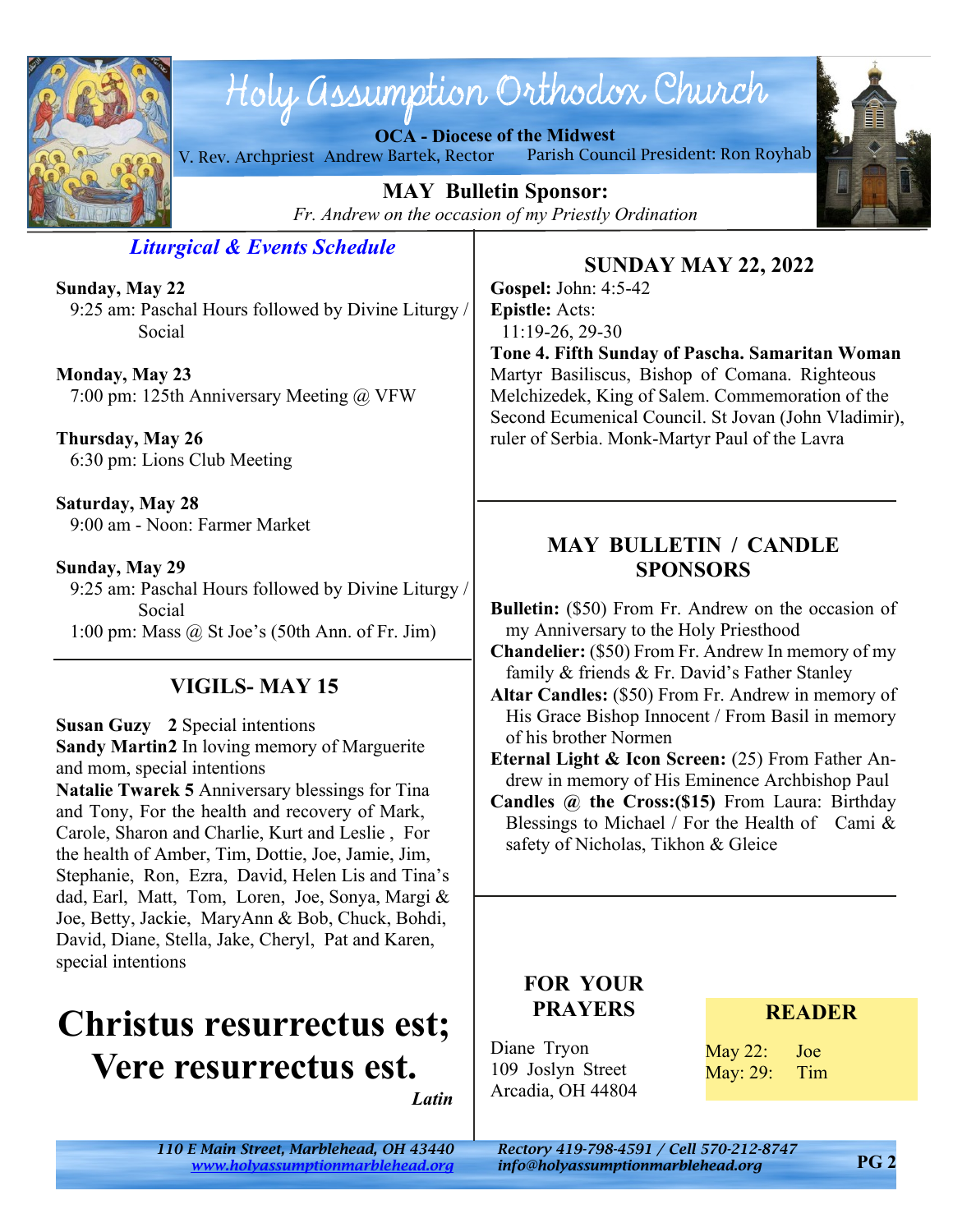# Holy Assumption Orthodox Church

**OCA - Diocese of the Midwest**

V. Rev. Archpriest Andrew Bartek, Rector — Parish Council President: Ron Royhab

**MAY Bulletin Sponsor:**

*Fr. Andrew on the occasion of my Priestly Ordination*

## *Liturgical & Events Schedule*

**Sunday, May 22**
9:25 am: Paschal Hours followed by Divine Liturgy / Social

**Monday, May 23**
7:00 pm: 125th Anniversary Meeting @ VFW

**Thursday, May 26**
6:30 pm: Lions Club Meeting

**Saturday, May 28**
9:00 am - Noon: Farmer Market

**Sunday, May 29**
9:25 am: Paschal Hours followed by Divine Liturgy / Social
1:00 pm: Mass @ St Joe's (50th Ann. of Fr. Jim)

## VIGILS- MAY 15

**Susan Guzy 2** Special intentions
**Sandy Martin2** In loving memory of Marguerite and mom, special intentions
**Natalie Twarek 5** Anniversary blessings for Tina and Tony, For the health and recovery of Mark, Carole, Sharon and Charlie, Kurt and Leslie , For the health of Amber, Tim, Dottie, Joe, Jamie, Jim, Stephanie, Ron, Ezra, David, Helen Lis and Tina's dad, Earl, Matt, Tom, Loren, Joe, Sonya, Margi & Joe, Betty, Jackie, MaryAnn & Bob, Chuck, Bohdi, David, Diane, Stella, Jake, Cheryl, Pat and Karen, special intentions

# Christus resurrectus est; Vere resurrectus est.

*Latin*

## SUNDAY MAY 22, 2022

**Gospel:** John: 4:5-42
**Epistle:** Acts: 11:19-26, 29-30
**Tone 4. Fifth Sunday of Pascha. Samaritan Woman**
Martyr Basiliscus, Bishop of Comana. Righteous Melchizedek, King of Salem. Commemoration of the Second Ecumenical Council. St Jovan (John Vladimir), ruler of Serbia. Monk-Martyr Paul of the Lavra

## MAY BULLETIN / CANDLE SPONSORS

**Bulletin:** ($50) From Fr. Andrew on the occasion of my Anniversary to the Holy Priesthood
**Chandelier:** ($50) From Fr. Andrew In memory of my family & friends & Fr. David's Father Stanley
**Altar Candles:** ($50) From Fr. Andrew in memory of His Grace Bishop Innocent / From Basil in memory of his brother Normen
**Eternal Light & Icon Screen:** (25) From Father Andrew in memory of His Eminence Archbishop Paul
**Candles @ the Cross:($15)** From Laura: Birthday Blessings to Michael / For the Health of Cami & safety of Nicholas, Tikhon & Gleice

## FOR YOUR PRAYERS

Diane Tryon
109 Joslyn Street
Arcadia, OH 44804

## READER

May 22: Joe
May: 29: Tim

*110 E Main Street, Marblehead, OH 43440*
*www.holyassumptionmarblehead.org*
*Rectory 419-798-4591 / Cell 570-212-8747*
*info@holyassumptionmarblehead.org*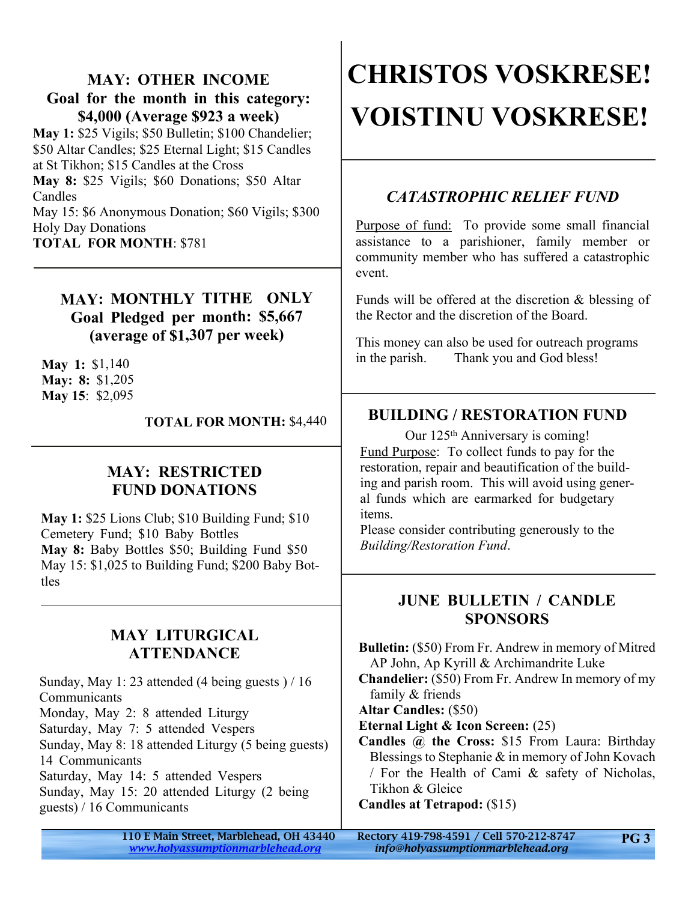## MAY: OTHER INCOME

**Goal for the month in this category: $4,000 (Average $923 a week)**

**May 1:** $25 Vigils; $50 Bulletin; $100 Chandelier; $50 Altar Candles; $25 Eternal Light; $15 Candles at St Tikhon; $15 Candles at the Cross
**May 8:** $25 Vigils; $60 Donations; $50 Altar Candles
May 15: $6 Anonymous Donation; $60 Vigils; $300 Holy Day Donations
**TOTAL FOR MONTH**: $781

## MAY: MONTHLY TITHE ONLY

**Goal Pledged per month: $5,667 (average of $1,307 per week)**

**May 1:** $1,140
**May: 8:** $1,205
**May 15**: $2,095

**TOTAL FOR MONTH:** $4,440

## MAY: RESTRICTED FUND DONATIONS

**May 1:** $25 Lions Club; $10 Building Fund; $10 Cemetery Fund; $10 Baby Bottles
**May 8:** Baby Bottles $50; Building Fund $50
May 15: $1,025 to Building Fund; $200 Baby Bottles

## MAY LITURGICAL ATTENDANCE

Sunday, May 1: 23 attended (4 being guests ) / 16 Communicants
Monday, May 2: 8 attended Liturgy
Saturday, May 7: 5 attended Vespers
Sunday, May 8: 18 attended Liturgy (5 being guests) 14 Communicants
Saturday, May 14: 5 attended Vespers
Sunday, May 15: 20 attended Liturgy (2 being guests) / 16 Communicants

# CHRISTOS VOSKRESE!
# VOISTINU VOSKRESE!

## *CATASTROPHIC RELIEF FUND*

Purpose of fund: To provide some small financial assistance to a parishioner, family member or community member who has suffered a catastrophic event.

Funds will be offered at the discretion & blessing of the Rector and the discretion of the Board.

This money can also be used for outreach programs in the parish. Thank you and God bless!

## BUILDING / RESTORATION FUND

Our 125th Anniversary is coming!

Fund Purpose: To collect funds to pay for the restoration, repair and beautification of the building and parish room. This will avoid using general funds which are earmarked for budgetary items.

Please consider contributing generously to the *Building/Restoration Fund*.

## JUNE BULLETIN / CANDLE SPONSORS

**Bulletin:** ($50) From Fr. Andrew in memory of Mitred AP John, Ap Kyrill & Archimandrite Luke
**Chandelier:** ($50) From Fr. Andrew In memory of my family & friends
**Altar Candles:** ($50)
**Eternal Light & Icon Screen:** (25)
**Candles @ the Cross:** $15 From Laura: Birthday Blessings to Stephanie & in memory of John Kovach / For the Health of Cami & safety of Nicholas, Tikhon & Gleice
**Candles at Tetrapod:** ($15)

110 E Main Street, Marblehead, OH 43440 Rectory 419-798-4591 / Cell 570-212-8747
www.holyassumptionmarblehead.org info@holyassumptionmarblehead.org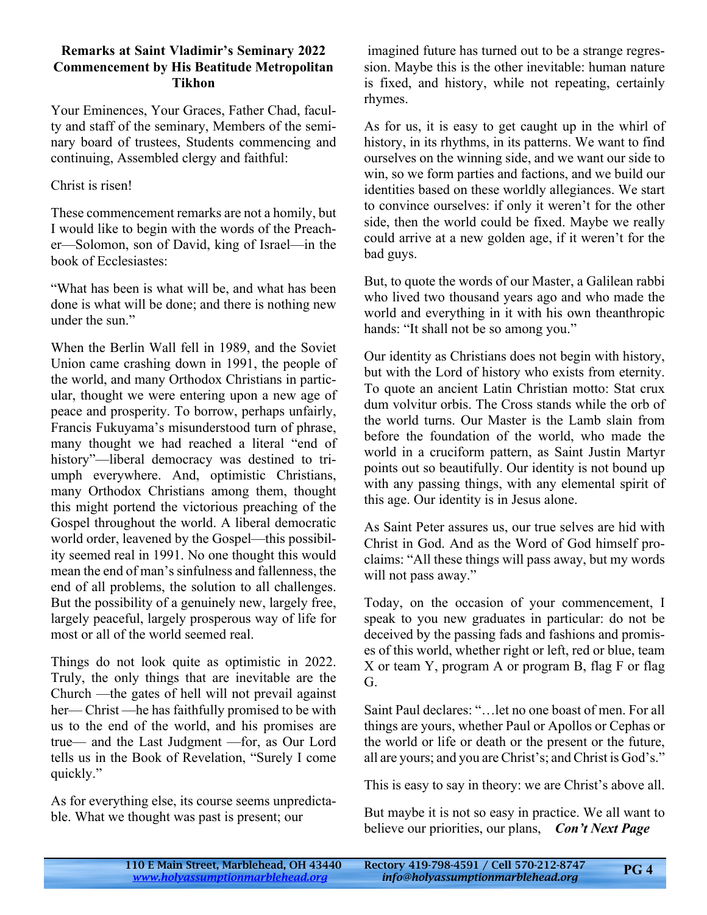**Remarks at Saint Vladimir's Seminary 2022 Commencement by His Beatitude Metropolitan Tikhon**

Your Eminences, Your Graces, Father Chad, faculty and staff of the seminary, Members of the seminary board of trustees, Students commencing and continuing, Assembled clergy and faithful:

Christ is risen!

These commencement remarks are not a homily, but I would like to begin with the words of the Preacher—Solomon, son of David, king of Israel—in the book of Ecclesiastes:

"What has been is what will be, and what has been done is what will be done; and there is nothing new under the sun."

When the Berlin Wall fell in 1989, and the Soviet Union came crashing down in 1991, the people of the world, and many Orthodox Christians in particular, thought we were entering upon a new age of peace and prosperity. To borrow, perhaps unfairly, Francis Fukuyama's misunderstood turn of phrase, many thought we had reached a literal "end of history"—liberal democracy was destined to triumph everywhere. And, optimistic Christians, many Orthodox Christians among them, thought this might portend the victorious preaching of the Gospel throughout the world. A liberal democratic world order, leavened by the Gospel—this possibility seemed real in 1991. No one thought this would mean the end of man's sinfulness and fallenness, the end of all problems, the solution to all challenges. But the possibility of a genuinely new, largely free, largely peaceful, largely prosperous way of life for most or all of the world seemed real.

Things do not look quite as optimistic in 2022. Truly, the only things that are inevitable are the Church —the gates of hell will not prevail against her— Christ —he has faithfully promised to be with us to the end of the world, and his promises are true— and the Last Judgment —for, as Our Lord tells us in the Book of Revelation, "Surely I come quickly."

As for everything else, its course seems unpredictable. What we thought was past is present; our imagined future has turned out to be a strange regression. Maybe this is the other inevitable: human nature is fixed, and history, while not repeating, certainly rhymes.

As for us, it is easy to get caught up in the whirl of history, in its rhythms, in its patterns. We want to find ourselves on the winning side, and we want our side to win, so we form parties and factions, and we build our identities based on these worldly allegiances. We start to convince ourselves: if only it weren't for the other side, then the world could be fixed. Maybe we really could arrive at a new golden age, if it weren't for the bad guys.

But, to quote the words of our Master, a Galilean rabbi who lived two thousand years ago and who made the world and everything in it with his own theanthropic hands: "It shall not be so among you."

Our identity as Christians does not begin with history, but with the Lord of history who exists from eternity. To quote an ancient Latin Christian motto: Stat crux dum volvitur orbis. The Cross stands while the orb of the world turns. Our Master is the Lamb slain from before the foundation of the world, who made the world in a cruciform pattern, as Saint Justin Martyr points out so beautifully. Our identity is not bound up with any passing things, with any elemental spirit of this age. Our identity is in Jesus alone.

As Saint Peter assures us, our true selves are hid with Christ in God. And as the Word of God himself proclaims: "All these things will pass away, but my words will not pass away."

Today, on the occasion of your commencement, I speak to you new graduates in particular: do not be deceived by the passing fads and fashions and promises of this world, whether right or left, red or blue, team X or team Y, program A or program B, flag F or flag G.

Saint Paul declares: "…let no one boast of men. For all things are yours, whether Paul or Apollos or Cephas or the world or life or death or the present or the future, all are yours; and you are Christ's; and Christ is God's."

This is easy to say in theory: we are Christ's above all.

But maybe it is not so easy in practice. We all want to believe our priorities, our plans, ***Con't Next Page***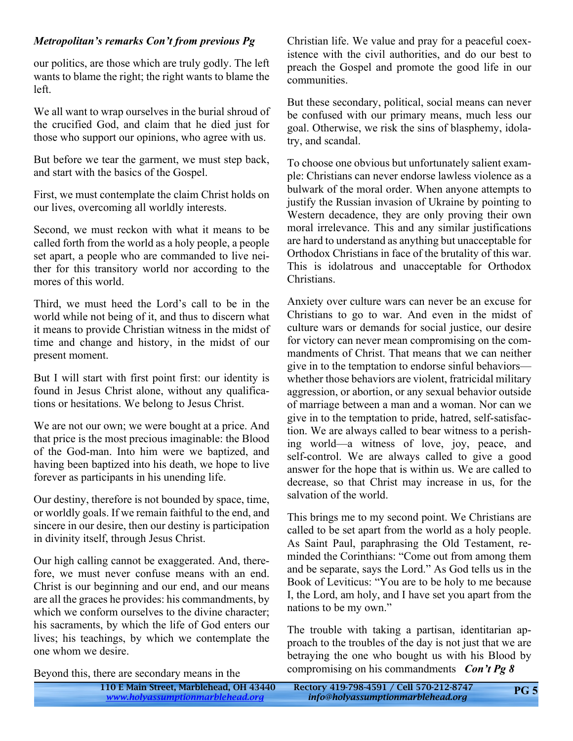***Metropolitan's remarks Con't from previous Pg***

our politics, are those which are truly godly. The left wants to blame the right; the right wants to blame the left.

We all want to wrap ourselves in the burial shroud of the crucified God, and claim that he died just for those who support our opinions, who agree with us.

But before we tear the garment, we must step back, and start with the basics of the Gospel.

First, we must contemplate the claim Christ holds on our lives, overcoming all worldly interests.

Second, we must reckon with what it means to be called forth from the world as a holy people, a people set apart, a people who are commanded to live neither for this transitory world nor according to the mores of this world.

Third, we must heed the Lord's call to be in the world while not being of it, and thus to discern what it means to provide Christian witness in the midst of time and change and history, in the midst of our present moment.

But I will start with first point first: our identity is found in Jesus Christ alone, without any qualifications or hesitations. We belong to Jesus Christ.

We are not our own; we were bought at a price. And that price is the most precious imaginable: the Blood of the God-man. Into him were we baptized, and having been baptized into his death, we hope to live forever as participants in his unending life.

Our destiny, therefore is not bounded by space, time, or worldly goals. If we remain faithful to the end, and sincere in our desire, then our destiny is participation in divinity itself, through Jesus Christ.

Our high calling cannot be exaggerated. And, therefore, we must never confuse means with an end. Christ is our beginning and our end, and our means are all the graces he provides: his commandments, by which we conform ourselves to the divine character; his sacraments, by which the life of God enters our lives; his teachings, by which we contemplate the one whom we desire.

Beyond this, there are secondary means in the Christian life. We value and pray for a peaceful coexistence with the civil authorities, and do our best to preach the Gospel and promote the good life in our communities.

But these secondary, political, social means can never be confused with our primary means, much less our goal. Otherwise, we risk the sins of blasphemy, idolatry, and scandal.

To choose one obvious but unfortunately salient example: Christians can never endorse lawless violence as a bulwark of the moral order. When anyone attempts to justify the Russian invasion of Ukraine by pointing to Western decadence, they are only proving their own moral irrelevance. This and any similar justifications are hard to understand as anything but unacceptable for Orthodox Christians in face of the brutality of this war. This is idolatrous and unacceptable for Orthodox Christians.

Anxiety over culture wars can never be an excuse for Christians to go to war. And even in the midst of culture wars or demands for social justice, our desire for victory can never mean compromising on the commandments of Christ. That means that we can neither give in to the temptation to endorse sinful behaviors—whether those behaviors are violent, fratricidal military aggression, or abortion, or any sexual behavior outside of marriage between a man and a woman. Nor can we give in to the temptation to pride, hatred, self-satisfaction. We are always called to bear witness to a perishing world—a witness of love, joy, peace, and self-control. We are always called to give a good answer for the hope that is within us. We are called to decrease, so that Christ may increase in us, for the salvation of the world.

This brings me to my second point. We Christians are called to be set apart from the world as a holy people. As Saint Paul, paraphrasing the Old Testament, reminded the Corinthians: "Come out from among them and be separate, says the Lord." As God tells us in the Book of Leviticus: "You are to be holy to me because I, the Lord, am holy, and I have set you apart from the nations to be my own."

The trouble with taking a partisan, identitarian approach to the troubles of the day is not just that we are betraying the one who bought us with his Blood by compromising on his commandments ***Con't Pg 8***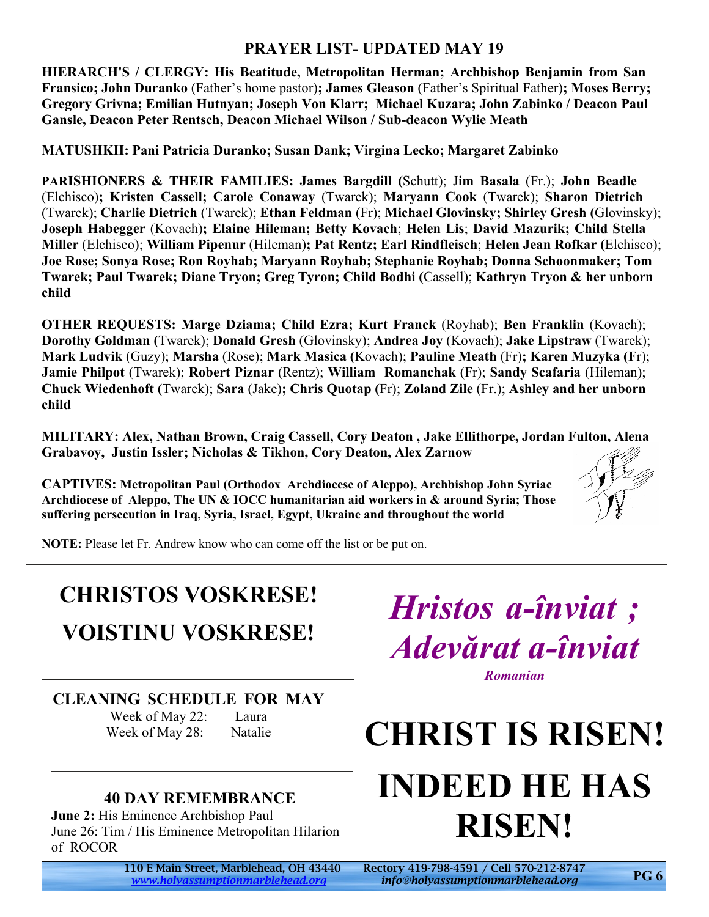## PRAYER LIST- UPDATED MAY 19

**HIERARCH'S / CLERGY: His Beatitude, Metropolitan Herman; Archbishop Benjamin from San Fransico; John Duranko** (Father's home pastor)**; James Gleason** (Father's Spiritual Father)**; Moses Berry; Gregory Grivna; Emilian Hutnyan; Joseph Von Klarr; Michael Kuzara; John Zabinko / Deacon Paul Gansle, Deacon Peter Rentsch, Deacon Michael Wilson / Sub-deacon Wylie Meath**

**MATUSHKII: Pani Patricia Duranko; Susan Dank; Virgina Lecko; Margaret Zabinko**

**PARISHIONERS & THEIR FAMILIES: James Bargdill (**Schutt); J**im Basala** (Fr.); **John Beadle** (Elchisco)**; Kristen Cassell; Carole Conaway** (Twarek); **Maryann Cook** (Twarek); **Sharon Dietrich** (Twarek); **Charlie Dietrich** (Twarek); **Ethan Feldman** (Fr); **Michael Glovinsky; Shirley Gresh (**Glovinsky); **Joseph Habegger** (Kovach)**; Elaine Hileman; Betty Kovach**; **Helen Lis**; **David Mazurik; Child Stella Miller** (Elchisco); **William Pipenur** (Hileman)**; Pat Rentz; Earl Rindfleisch**; **Helen Jean Rofkar (**Elchisco); **Joe Rose; Sonya Rose; Ron Royhab; Maryann Royhab; Stephanie Royhab; Donna Schoonmaker; Tom Twarek; Paul Twarek; Diane Tryon; Greg Tyron; Child Bodhi (**Cassell); **Kathryn Tryon & her unborn child**

**OTHER REQUESTS: Marge Dziama; Child Ezra; Kurt Franck** (Royhab); **Ben Franklin** (Kovach); **Dorothy Goldman (**Twarek); **Donald Gresh** (Glovinsky); **Andrea Joy** (Kovach); **Jake Lipstraw** (Twarek); **Mark Ludvik** (Guzy); **Marsha** (Rose); **Mark Masica (**Kovach); **Pauline Meath** (Fr)**; Karen Muzyka (F**r); **Jamie Philpot** (Twarek); **Robert Piznar** (Rentz); **William Romanchak** (Fr); **Sandy Scafaria** (Hileman); **Chuck Wiedenhoft (**Twarek); **Sara** (Jake)**; Chris Quotap (**Fr); **Zoland Zile** (Fr.); **Ashley and her unborn child**

**MILITARY: Alex, Nathan Brown, Craig Cassell, Cory Deaton , Jake Ellithorpe, Jordan Fulton, Alena Grabavoy, Justin Issler; Nicholas & Tikhon, Cory Deaton, Alex Zarnow**

**CAPTIVES: Metropolitan Paul (Orthodox Archdiocese of Aleppo), Archbishop John Syriac Archdiocese of Aleppo, The UN & IOCC humanitarian aid workers in & around Syria; Those suffering persecution in Iraq, Syria, Israel, Egypt, Ukraine and throughout the world**

**NOTE:** Please let Fr. Andrew know who can come off the list or be put on.

# CHRISTOS VOSKRESE!
# VOISTINU VOSKRESE!

## CLEANING SCHEDULE FOR MAY

Week of May 22: Laura
Week of May 28: Natalie

## 40 DAY REMEMBRANCE

**June 2:** His Eminence Archbishop Paul
June 26: Tim / His Eminence Metropolitan Hilarion of ROCOR

# *Hristos a-înviat ; Adevărat a-înviat*

***Romanian***

# CHRIST IS RISEN!
# INDEED HE HAS RISEN!

110 E Main Street, Marblehead, OH 43440 www.holyassumptionmarblehead.org
Rectory 419-798-4591 / Cell 570-212-8747 info@holyassumptionmarblehead.org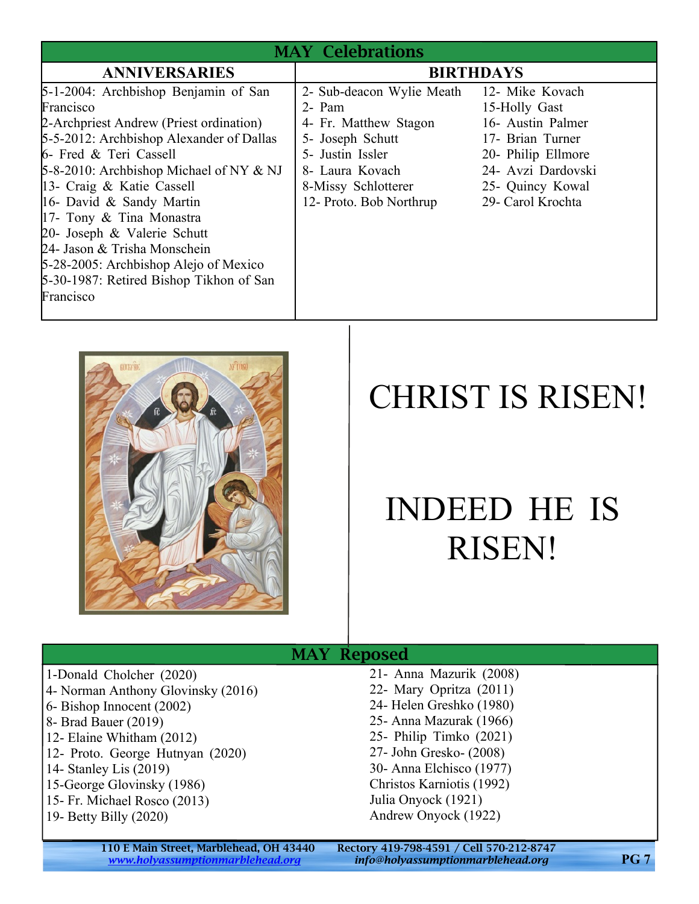## MAY Celebrations

| ANNIVERSARIES | BIRTHDAYS | |
|---|---|---|
| 5-1-2004: Archbishop Benjamin of San Francisco | 2- Sub-deacon Wylie Meath | 12- Mike Kovach |
| 2-Archpriest Andrew (Priest ordination) | 2- Pam | 15-Holly Gast |
| 5-5-2012: Archbishop Alexander of Dallas | 4- Fr. Matthew Stagon | 16- Austin Palmer |
| 6- Fred & Teri Cassell | 5- Joseph Schutt | 17- Brian Turner |
| 5-8-2010: Archbishop Michael of NY & NJ | 5- Justin Issler | 20- Philip Ellmore |
| 13- Craig & Katie Cassell | 8- Laura Kovach | 24- Avzi Dardovski |
| 16- David & Sandy Martin | 8-Missy Schlotterer | 25- Quincy Kowal |
| 17- Tony & Tina Monastra | 12- Proto. Bob Northrup | 29- Carol Krochta |
| 20- Joseph & Valerie Schutt | | |
| 24- Jason & Trisha Monschein | | |
| 5-28-2005: Archbishop Alejo of Mexico | | |
| 5-30-1987: Retired Bishop Tikhon of San Francisco | | |

# CHRIST IS RISEN!

# INDEED HE IS RISEN!

## MAY Reposed

- 1-Donald Cholcher (2020)
- 4- Norman Anthony Glovinsky (2016)
- 6- Bishop Innocent (2002)
- 8- Brad Bauer (2019)
- 12- Elaine Whitham (2012)
- 12- Proto. George Hutnyan (2020)
- 14- Stanley Lis (2019)
- 15-George Glovinsky (1986)
- 15- Fr. Michael Rosco (2013)
- 19- Betty Billy (2020)
- 21- Anna Mazurik (2008)
- 22- Mary Opritza (2011)
- 24- Helen Greshko (1980)
- 25- Anna Mazurak (1966)
- 25- Philip Timko (2021)
- 27- John Gresko- (2008)
- 30- Anna Elchisco (1977)
- Christos Karniotis (1992)
- Julia Onyock (1921)
- Andrew Onyock (1922)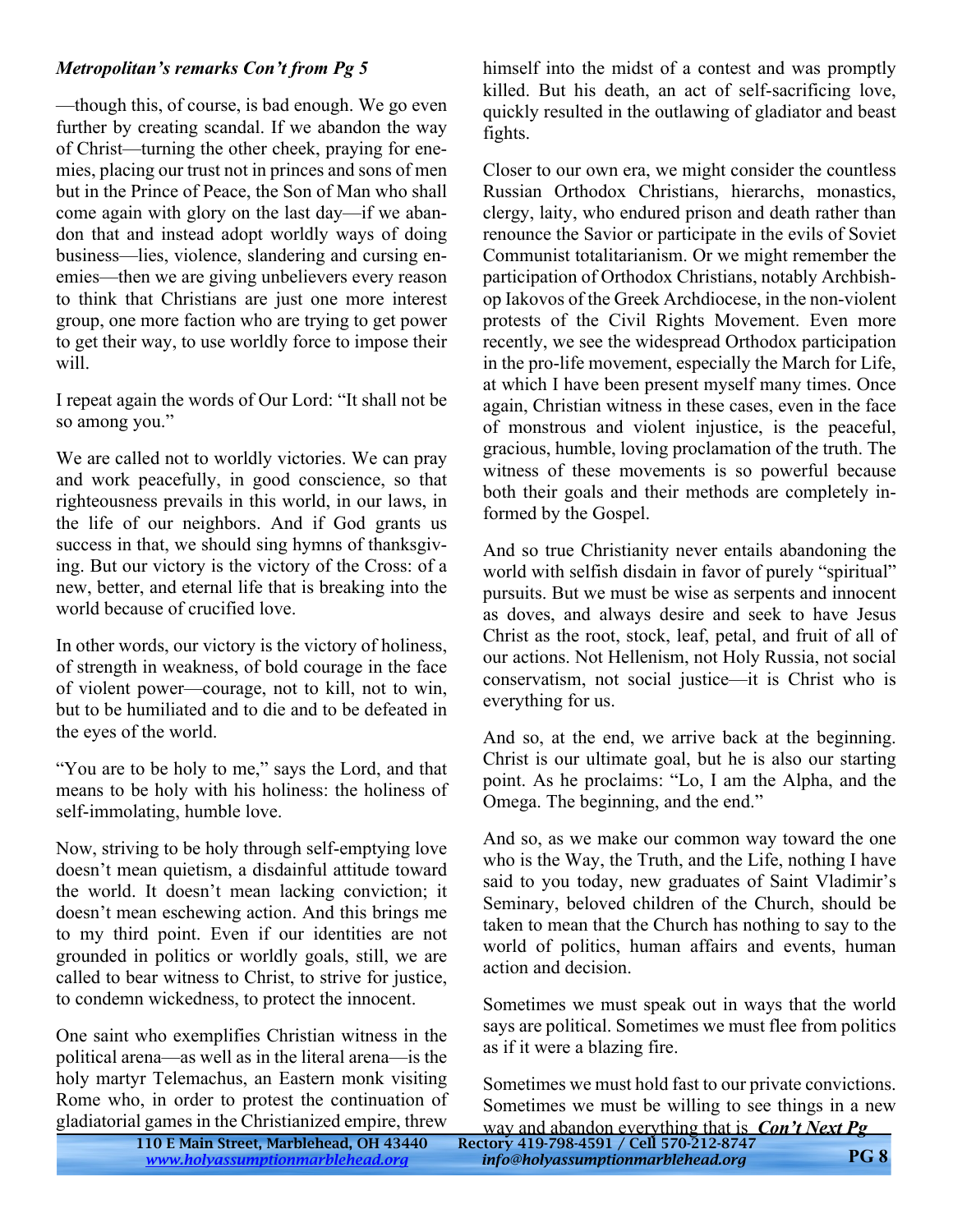***Metropolitan's remarks Con't from Pg 5***

—though this, of course, is bad enough. We go even further by creating scandal. If we abandon the way of Christ—turning the other cheek, praying for enemies, placing our trust not in princes and sons of men but in the Prince of Peace, the Son of Man who shall come again with glory on the last day—if we abandon that and instead adopt worldly ways of doing business—lies, violence, slandering and cursing enemies—then we are giving unbelievers every reason to think that Christians are just one more interest group, one more faction who are trying to get power to get their way, to use worldly force to impose their will.

I repeat again the words of Our Lord: "It shall not be so among you."

We are called not to worldly victories. We can pray and work peacefully, in good conscience, so that righteousness prevails in this world, in our laws, in the life of our neighbors. And if God grants us success in that, we should sing hymns of thanksgiving. But our victory is the victory of the Cross: of a new, better, and eternal life that is breaking into the world because of crucified love.

In other words, our victory is the victory of holiness, of strength in weakness, of bold courage in the face of violent power—courage, not to kill, not to win, but to be humiliated and to die and to be defeated in the eyes of the world.

"You are to be holy to me," says the Lord, and that means to be holy with his holiness: the holiness of self-immolating, humble love.

Now, striving to be holy through self-emptying love doesn't mean quietism, a disdainful attitude toward the world. It doesn't mean lacking conviction; it doesn't mean eschewing action. And this brings me to my third point. Even if our identities are not grounded in politics or worldly goals, still, we are called to bear witness to Christ, to strive for justice, to condemn wickedness, to protect the innocent.

One saint who exemplifies Christian witness in the political arena—as well as in the literal arena—is the holy martyr Telemachus, an Eastern monk visiting Rome who, in order to protest the continuation of gladiatorial games in the Christianized empire, threw himself into the midst of a contest and was promptly killed. But his death, an act of self-sacrificing love, quickly resulted in the outlawing of gladiator and beast fights.

Closer to our own era, we might consider the countless Russian Orthodox Christians, hierarchs, monastics, clergy, laity, who endured prison and death rather than renounce the Savior or participate in the evils of Soviet Communist totalitarianism. Or we might remember the participation of Orthodox Christians, notably Archbishop Iakovos of the Greek Archdiocese, in the non-violent protests of the Civil Rights Movement. Even more recently, we see the widespread Orthodox participation in the pro-life movement, especially the March for Life, at which I have been present myself many times. Once again, Christian witness in these cases, even in the face of monstrous and violent injustice, is the peaceful, gracious, humble, loving proclamation of the truth. The witness of these movements is so powerful because both their goals and their methods are completely informed by the Gospel.

And so true Christianity never entails abandoning the world with selfish disdain in favor of purely "spiritual" pursuits. But we must be wise as serpents and innocent as doves, and always desire and seek to have Jesus Christ as the root, stock, leaf, petal, and fruit of all of our actions. Not Hellenism, not Holy Russia, not social conservatism, not social justice—it is Christ who is everything for us.

And so, at the end, we arrive back at the beginning. Christ is our ultimate goal, but he is also our starting point. As he proclaims: "Lo, I am the Alpha, and the Omega. The beginning, and the end."

And so, as we make our common way toward the one who is the Way, the Truth, and the Life, nothing I have said to you today, new graduates of Saint Vladimir's Seminary, beloved children of the Church, should be taken to mean that the Church has nothing to say to the world of politics, human affairs and events, human action and decision.

Sometimes we must speak out in ways that the world says are political. Sometimes we must flee from politics as if it were a blazing fire.

Sometimes we must hold fast to our private convictions. Sometimes we must be willing to see things in a new way and abandon everything that is ***Con't Next Pg***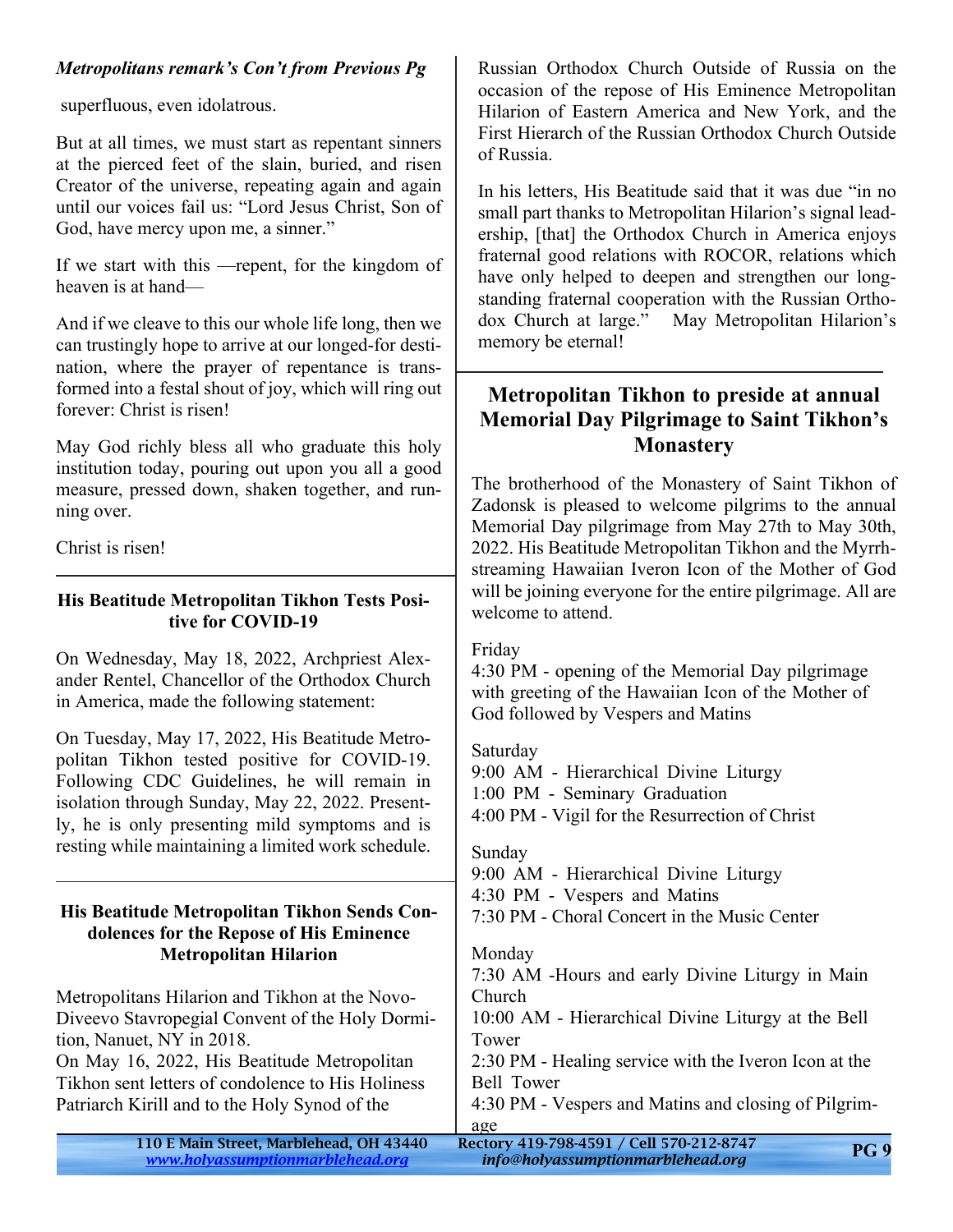***Metropolitans remark's Con't from Previous Pg***

superfluous, even idolatrous.

But at all times, we must start as repentant sinners at the pierced feet of the slain, buried, and risen Creator of the universe, repeating again and again until our voices fail us: "Lord Jesus Christ, Son of God, have mercy upon me, a sinner."

If we start with this —repent, for the kingdom of heaven is at hand—

And if we cleave to this our whole life long, then we can trustingly hope to arrive at our longed-for destination, where the prayer of repentance is transformed into a festal shout of joy, which will ring out forever: Christ is risen!

May God richly bless all who graduate this holy institution today, pouring out upon you all a good measure, pressed down, shaken together, and running over.

Christ is risen!

---

### His Beatitude Metropolitan Tikhon Tests Positive for COVID-19

On Wednesday, May 18, 2022, Archpriest Alexander Rentel, Chancellor of the Orthodox Church in America, made the following statement:

On Tuesday, May 17, 2022, His Beatitude Metropolitan Tikhon tested positive for COVID-19. Following CDC Guidelines, he will remain in isolation through Sunday, May 22, 2022. Presently, he is only presenting mild symptoms and is resting while maintaining a limited work schedule.

---

### His Beatitude Metropolitan Tikhon Sends Condolences for the Repose of His Eminence Metropolitan Hilarion

Metropolitans Hilarion and Tikhon at the Novo-Diveevo Stavropegial Convent of the Holy Dormition, Nanuet, NY in 2018.

On May 16, 2022, His Beatitude Metropolitan Tikhon sent letters of condolence to His Holiness Patriarch Kirill and to the Holy Synod of the Russian Orthodox Church Outside of Russia on the occasion of the repose of His Eminence Metropolitan Hilarion of Eastern America and New York, and the First Hierarch of the Russian Orthodox Church Outside of Russia.

In his letters, His Beatitude said that it was due "in no small part thanks to Metropolitan Hilarion's signal leadership, [that] the Orthodox Church in America enjoys fraternal good relations with ROCOR, relations which have only helped to deepen and strengthen our longstanding fraternal cooperation with the Russian Orthodox Church at large." May Metropolitan Hilarion's memory be eternal!

---

## Metropolitan Tikhon to preside at annual Memorial Day Pilgrimage to Saint Tikhon's Monastery

The brotherhood of the Monastery of Saint Tikhon of Zadonsk is pleased to welcome pilgrims to the annual Memorial Day pilgrimage from May 27th to May 30th, 2022. His Beatitude Metropolitan Tikhon and the Myrrh-streaming Hawaiian Iveron Icon of the Mother of God will be joining everyone for the entire pilgrimage. All are welcome to attend.

Friday
4:30 PM - opening of the Memorial Day pilgrimage with greeting of the Hawaiian Icon of the Mother of God followed by Vespers and Matins

Saturday
9:00 AM - Hierarchical Divine Liturgy
1:00 PM - Seminary Graduation
4:00 PM - Vigil for the Resurrection of Christ

Sunday
9:00 AM - Hierarchical Divine Liturgy
4:30 PM - Vespers and Matins
7:30 PM - Choral Concert in the Music Center

Monday
7:30 AM -Hours and early Divine Liturgy in Main Church
10:00 AM - Hierarchical Divine Liturgy at the Bell Tower
2:30 PM - Healing service with the Iveron Icon at the Bell Tower
4:30 PM - Vespers and Matins and closing of Pilgrimage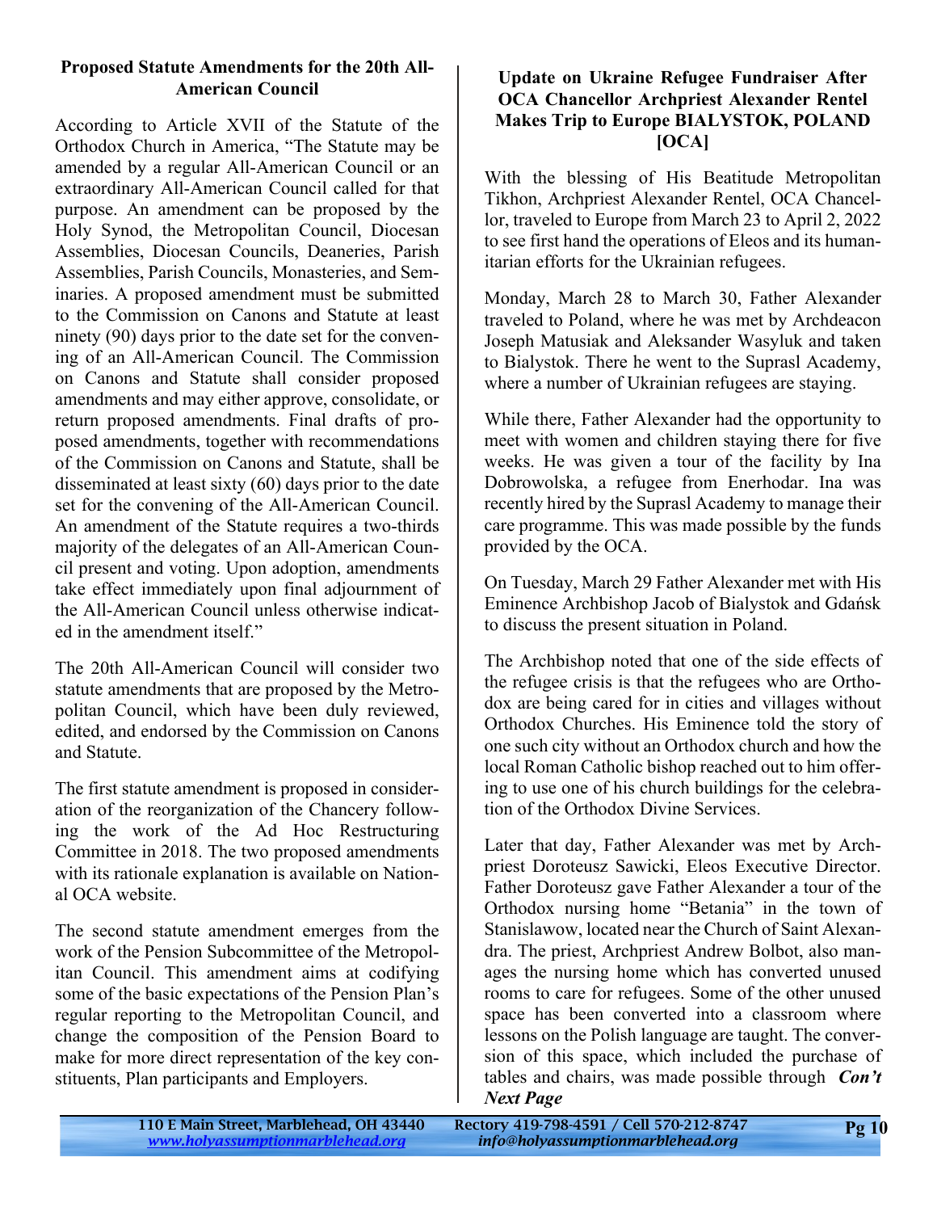### Proposed Statute Amendments for the 20th All-American Council

According to Article XVII of the Statute of the Orthodox Church in America, "The Statute may be amended by a regular All-American Council or an extraordinary All-American Council called for that purpose. An amendment can be proposed by the Holy Synod, the Metropolitan Council, Diocesan Assemblies, Diocesan Councils, Deaneries, Parish Assemblies, Parish Councils, Monasteries, and Seminaries. A proposed amendment must be submitted to the Commission on Canons and Statute at least ninety (90) days prior to the date set for the convening of an All-American Council. The Commission on Canons and Statute shall consider proposed amendments and may either approve, consolidate, or return proposed amendments. Final drafts of proposed amendments, together with recommendations of the Commission on Canons and Statute, shall be disseminated at least sixty (60) days prior to the date set for the convening of the All-American Council. An amendment of the Statute requires a two-thirds majority of the delegates of an All-American Council present and voting. Upon adoption, amendments take effect immediately upon final adjournment of the All-American Council unless otherwise indicated in the amendment itself."

The 20th All-American Council will consider two statute amendments that are proposed by the Metropolitan Council, which have been duly reviewed, edited, and endorsed by the Commission on Canons and Statute.

The first statute amendment is proposed in consideration of the reorganization of the Chancery following the work of the Ad Hoc Restructuring Committee in 2018. The two proposed amendments with its rationale explanation is available on National OCA website.

The second statute amendment emerges from the work of the Pension Subcommittee of the Metropolitan Council. This amendment aims at codifying some of the basic expectations of the Pension Plan's regular reporting to the Metropolitan Council, and change the composition of the Pension Board to make for more direct representation of the key constituents, Plan participants and Employers.

### Update on Ukraine Refugee Fundraiser After OCA Chancellor Archpriest Alexander Rentel Makes Trip to Europe BIALYSTOK, POLAND [OCA]

With the blessing of His Beatitude Metropolitan Tikhon, Archpriest Alexander Rentel, OCA Chancellor, traveled to Europe from March 23 to April 2, 2022 to see first hand the operations of Eleos and its humanitarian efforts for the Ukrainian refugees.

Monday, March 28 to March 30, Father Alexander traveled to Poland, where he was met by Archdeacon Joseph Matusiak and Aleksander Wasyluk and taken to Bialystok. There he went to the Suprasl Academy, where a number of Ukrainian refugees are staying.

While there, Father Alexander had the opportunity to meet with women and children staying there for five weeks. He was given a tour of the facility by Ina Dobrowolska, a refugee from Enerhodar. Ina was recently hired by the Suprasl Academy to manage their care programme. This was made possible by the funds provided by the OCA.

On Tuesday, March 29 Father Alexander met with His Eminence Archbishop Jacob of Bialystok and Gdańsk to discuss the present situation in Poland.

The Archbishop noted that one of the side effects of the refugee crisis is that the refugees who are Orthodox are being cared for in cities and villages without Orthodox Churches. His Eminence told the story of one such city without an Orthodox church and how the local Roman Catholic bishop reached out to him offering to use one of his church buildings for the celebration of the Orthodox Divine Services.

Later that day, Father Alexander was met by Archpriest Doroteusz Sawicki, Eleos Executive Director. Father Doroteusz gave Father Alexander a tour of the Orthodox nursing home "Betania" in the town of Stanislawow, located near the Church of Saint Alexandra. The priest, Archpriest Andrew Bolbot, also manages the nursing home which has converted unused rooms to care for refugees. Some of the other unused space has been converted into a classroom where lessons on the Polish language are taught. The conversion of this space, which included the purchase of tables and chairs, was made possible through ***Con't Next Page***

110 E Main Street, Marblehead, OH 43440 Rectory 419-798-4591 / Cell 570-212-8747
www.holyassumptionmarblehead.org info@holyassumptionmarblehead.org